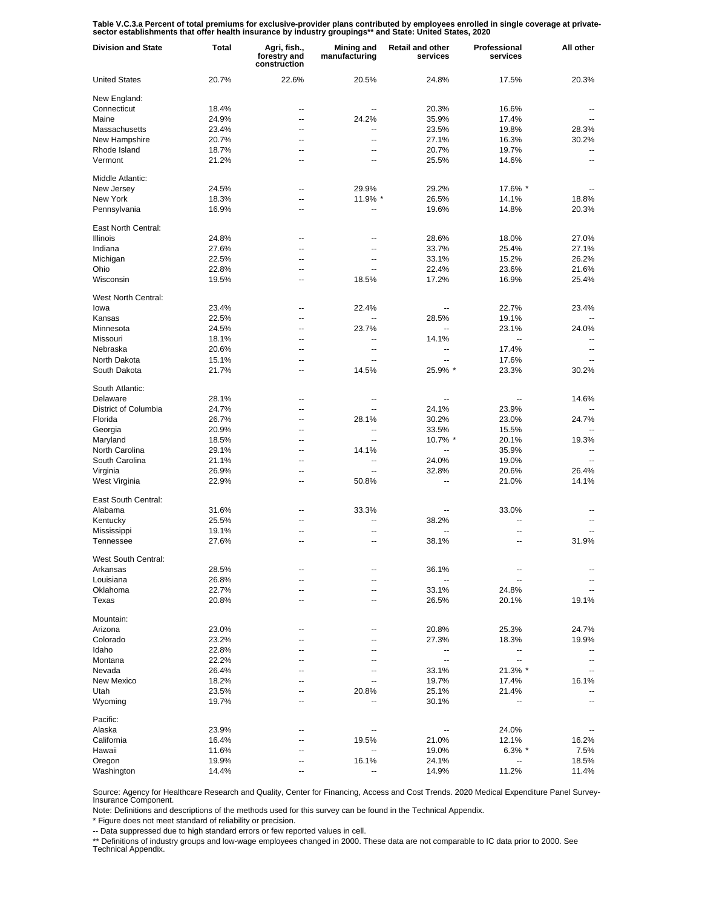**Table V.C.3.a Percent of total premiums for exclusive-provider plans contributed by employees enrolled in single coverage at private-sector establishments that offer health insurance by industry groupings** and State: United States, 2020**

| Division and State | Total | Agri, fish., forestry and construction | Mining and manufacturing | Retail and other services | Professional services | All other |
|---|---|---|---|---|---|---|
| United States | 20.7% | 22.6% | 20.5% | 24.8% | 17.5% | 20.3% |
| New England: | | | | | | |
| Connecticut | 18.4% | -- | -- | 20.3% | 16.6% | -- |
| Maine | 24.9% | -- | 24.2% | 35.9% | 17.4% | -- |
| Massachusetts | 23.4% | -- | -- | 23.5% | 19.8% | 28.3% |
| New Hampshire | 20.7% | -- | -- | 27.1% | 16.3% | 30.2% |
| Rhode Island | 18.7% | -- | -- | 20.7% | 19.7% | -- |
| Vermont | 21.2% | -- | -- | 25.5% | 14.6% | -- |
| Middle Atlantic: | | | | | | |
| New Jersey | 24.5% | -- | 29.9% | 29.2% | 17.6% * | -- |
| New York | 18.3% | -- | 11.9% * | 26.5% | 14.1% | 18.8% |
| Pennsylvania | 16.9% | -- | -- | 19.6% | 14.8% | 20.3% |
| East North Central: | | | | | | |
| Illinois | 24.8% | -- | -- | 28.6% | 18.0% | 27.0% |
| Indiana | 27.6% | -- | -- | 33.7% | 25.4% | 27.1% |
| Michigan | 22.5% | -- | -- | 33.1% | 15.2% | 26.2% |
| Ohio | 22.8% | -- | -- | 22.4% | 23.6% | 21.6% |
| Wisconsin | 19.5% | -- | 18.5% | 17.2% | 16.9% | 25.4% |
| West North Central: | | | | | | |
| Iowa | 23.4% | -- | 22.4% | -- | 22.7% | 23.4% |
| Kansas | 22.5% | -- | -- | 28.5% | 19.1% | -- |
| Minnesota | 24.5% | -- | 23.7% | -- | 23.1% | 24.0% |
| Missouri | 18.1% | -- | -- | 14.1% | -- | -- |
| Nebraska | 20.6% | -- | -- | -- | 17.4% | -- |
| North Dakota | 15.1% | -- | -- | -- | 17.6% | -- |
| South Dakota | 21.7% | -- | 14.5% | 25.9% * | 23.3% | 30.2% |
| South Atlantic: | | | | | | |
| Delaware | 28.1% | -- | -- | -- | -- | 14.6% |
| District of Columbia | 24.7% | -- | -- | 24.1% | 23.9% | -- |
| Florida | 26.7% | -- | 28.1% | 30.2% | 23.0% | 24.7% |
| Georgia | 20.9% | -- | -- | 33.5% | 15.5% | -- |
| Maryland | 18.5% | -- | -- | 10.7% * | 20.1% | 19.3% |
| North Carolina | 29.1% | -- | 14.1% | -- | 35.9% | -- |
| South Carolina | 21.1% | -- | -- | 24.0% | 19.0% | -- |
| Virginia | 26.9% | -- | -- | 32.8% | 20.6% | 26.4% |
| West Virginia | 22.9% | -- | 50.8% | -- | 21.0% | 14.1% |
| East South Central: | | | | | | |
| Alabama | 31.6% | -- | 33.3% | -- | 33.0% | -- |
| Kentucky | 25.5% | -- | -- | 38.2% | -- | -- |
| Mississippi | 19.1% | -- | -- | -- | -- | -- |
| Tennessee | 27.6% | -- | -- | 38.1% | -- | 31.9% |
| West South Central: | | | | | | |
| Arkansas | 28.5% | -- | -- | 36.1% | -- | -- |
| Louisiana | 26.8% | -- | -- | -- | -- | -- |
| Oklahoma | 22.7% | -- | -- | 33.1% | 24.8% | -- |
| Texas | 20.8% | -- | -- | 26.5% | 20.1% | 19.1% |
| Mountain: | | | | | | |
| Arizona | 23.0% | -- | -- | 20.8% | 25.3% | 24.7% |
| Colorado | 23.2% | -- | -- | 27.3% | 18.3% | 19.9% |
| Idaho | 22.8% | -- | -- | -- | -- | -- |
| Montana | 22.2% | -- | -- | -- | -- | -- |
| Nevada | 26.4% | -- | -- | 33.1% | 21.3% * | -- |
| New Mexico | 18.2% | -- | -- | 19.7% | 17.4% | 16.1% |
| Utah | 23.5% | -- | 20.8% | 25.1% | 21.4% | -- |
| Wyoming | 19.7% | -- | -- | 30.1% | -- | -- |
| Pacific: | | | | | | |
| Alaska | 23.9% | -- | -- | -- | 24.0% | -- |
| California | 16.4% | -- | 19.5% | 21.0% | 12.1% | 16.2% |
| Hawaii | 11.6% | -- | -- | 19.0% | 6.3% * | 7.5% |
| Oregon | 19.9% | -- | 16.1% | 24.1% | -- | 18.5% |
| Washington | 14.4% | -- | -- | 14.9% | 11.2% | 11.4% |

Source: Agency for Healthcare Research and Quality, Center for Financing, Access and Cost Trends. 2020 Medical Expenditure Panel Survey-Insurance Component.

Note: Definitions and descriptions of the methods used for this survey can be found in the Technical Appendix.

* Figure does not meet standard of reliability or precision.

-- Data suppressed due to high standard errors or few reported values in cell.

** Definitions of industry groups and low-wage employees changed in 2000. These data are not comparable to IC data prior to 2000. See Technical Appendix.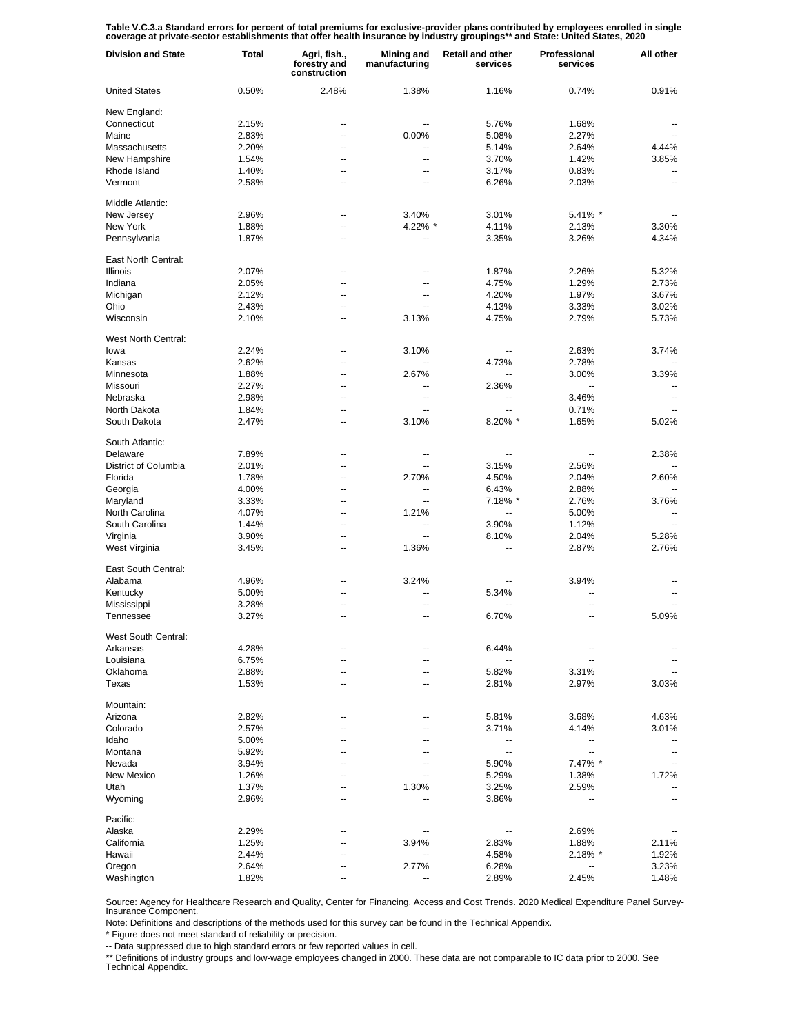**Table V.C.3.a Standard errors for percent of total premiums for exclusive-provider plans contributed by employees enrolled in single coverage at private-sector establishments that offer health insurance by industry groupings** and State: United States, 2020**

| Division and State | Total | Agri, fish., forestry and construction | Mining and manufacturing | Retail and other services | Professional services | All other |
|---|---|---|---|---|---|---|
| United States | 0.50% | 2.48% | 1.38% | 1.16% | 0.74% | 0.91% |
| New England: | | | | | | |
| Connecticut | 2.15% | -- | -- | 5.76% | 1.68% | -- |
| Maine | 2.83% | -- | 0.00% | 5.08% | 2.27% | -- |
| Massachusetts | 2.20% | -- | -- | 5.14% | 2.64% | 4.44% |
| New Hampshire | 1.54% | -- | -- | 3.70% | 1.42% | 3.85% |
| Rhode Island | 1.40% | -- | -- | 3.17% | 0.83% | -- |
| Vermont | 2.58% | -- | -- | 6.26% | 2.03% | -- |
| Middle Atlantic: | | | | | | |
| New Jersey | 2.96% | -- | 3.40% | 3.01% | 5.41% * | -- |
| New York | 1.88% | -- | 4.22% * | 4.11% | 2.13% | 3.30% |
| Pennsylvania | 1.87% | -- | -- | 3.35% | 3.26% | 4.34% |
| East North Central: | | | | | | |
| Illinois | 2.07% | -- | -- | 1.87% | 2.26% | 5.32% |
| Indiana | 2.05% | -- | -- | 4.75% | 1.29% | 2.73% |
| Michigan | 2.12% | -- | -- | 4.20% | 1.97% | 3.67% |
| Ohio | 2.43% | -- | -- | 4.13% | 3.33% | 3.02% |
| Wisconsin | 2.10% | -- | 3.13% | 4.75% | 2.79% | 5.73% |
| West North Central: | | | | | | |
| Iowa | 2.24% | -- | 3.10% | -- | 2.63% | 3.74% |
| Kansas | 2.62% | -- | -- | 4.73% | 2.78% | -- |
| Minnesota | 1.88% | -- | 2.67% | -- | 3.00% | 3.39% |
| Missouri | 2.27% | -- | -- | 2.36% | -- | -- |
| Nebraska | 2.98% | -- | -- | -- | 3.46% | -- |
| North Dakota | 1.84% | -- | -- | -- | 0.71% | -- |
| South Dakota | 2.47% | -- | 3.10% | 8.20% * | 1.65% | 5.02% |
| South Atlantic: | | | | | | |
| Delaware | 7.89% | -- | -- | -- | -- | 2.38% |
| District of Columbia | 2.01% | -- | -- | 3.15% | 2.56% | -- |
| Florida | 1.78% | -- | 2.70% | 4.50% | 2.04% | 2.60% |
| Georgia | 4.00% | -- | -- | 6.43% | 2.88% | -- |
| Maryland | 3.33% | -- | -- | 7.18% * | 2.76% | 3.76% |
| North Carolina | 4.07% | -- | 1.21% | -- | 5.00% | -- |
| South Carolina | 1.44% | -- | -- | 3.90% | 1.12% | -- |
| Virginia | 3.90% | -- | -- | 8.10% | 2.04% | 5.28% |
| West Virginia | 3.45% | -- | 1.36% | -- | 2.87% | 2.76% |
| East South Central: | | | | | | |
| Alabama | 4.96% | -- | 3.24% | -- | 3.94% | -- |
| Kentucky | 5.00% | -- | -- | 5.34% | -- | -- |
| Mississippi | 3.28% | -- | -- | -- | -- | -- |
| Tennessee | 3.27% | -- | -- | 6.70% | -- | 5.09% |
| West South Central: | | | | | | |
| Arkansas | 4.28% | -- | -- | 6.44% | -- | -- |
| Louisiana | 6.75% | -- | -- | -- | -- | -- |
| Oklahoma | 2.88% | -- | -- | 5.82% | 3.31% | -- |
| Texas | 1.53% | -- | -- | 2.81% | 2.97% | 3.03% |
| Mountain: | | | | | | |
| Arizona | 2.82% | -- | -- | 5.81% | 3.68% | 4.63% |
| Colorado | 2.57% | -- | -- | 3.71% | 4.14% | 3.01% |
| Idaho | 5.00% | -- | -- | -- | -- | -- |
| Montana | 5.92% | -- | -- | -- | -- | -- |
| Nevada | 3.94% | -- | -- | 5.90% | 7.47% * | -- |
| New Mexico | 1.26% | -- | -- | 5.29% | 1.38% | 1.72% |
| Utah | 1.37% | -- | 1.30% | 3.25% | 2.59% | -- |
| Wyoming | 2.96% | -- | -- | 3.86% | -- | -- |
| Pacific: | | | | | | |
| Alaska | 2.29% | -- | -- | -- | 2.69% | -- |
| California | 1.25% | -- | 3.94% | 2.83% | 1.88% | 2.11% |
| Hawaii | 2.44% | -- | -- | 4.58% | 2.18% * | 1.92% |
| Oregon | 2.64% | -- | 2.77% | 6.28% | -- | 3.23% |
| Washington | 1.82% | -- | -- | 2.89% | 2.45% | 1.48% |

Source: Agency for Healthcare Research and Quality, Center for Financing, Access and Cost Trends. 2020 Medical Expenditure Panel Survey-Insurance Component.

Note: Definitions and descriptions of the methods used for this survey can be found in the Technical Appendix.

* Figure does not meet standard of reliability or precision.

-- Data suppressed due to high standard errors or few reported values in cell.

** Definitions of industry groups and low-wage employees changed in 2000. These data are not comparable to IC data prior to 2000. See Technical Appendix.